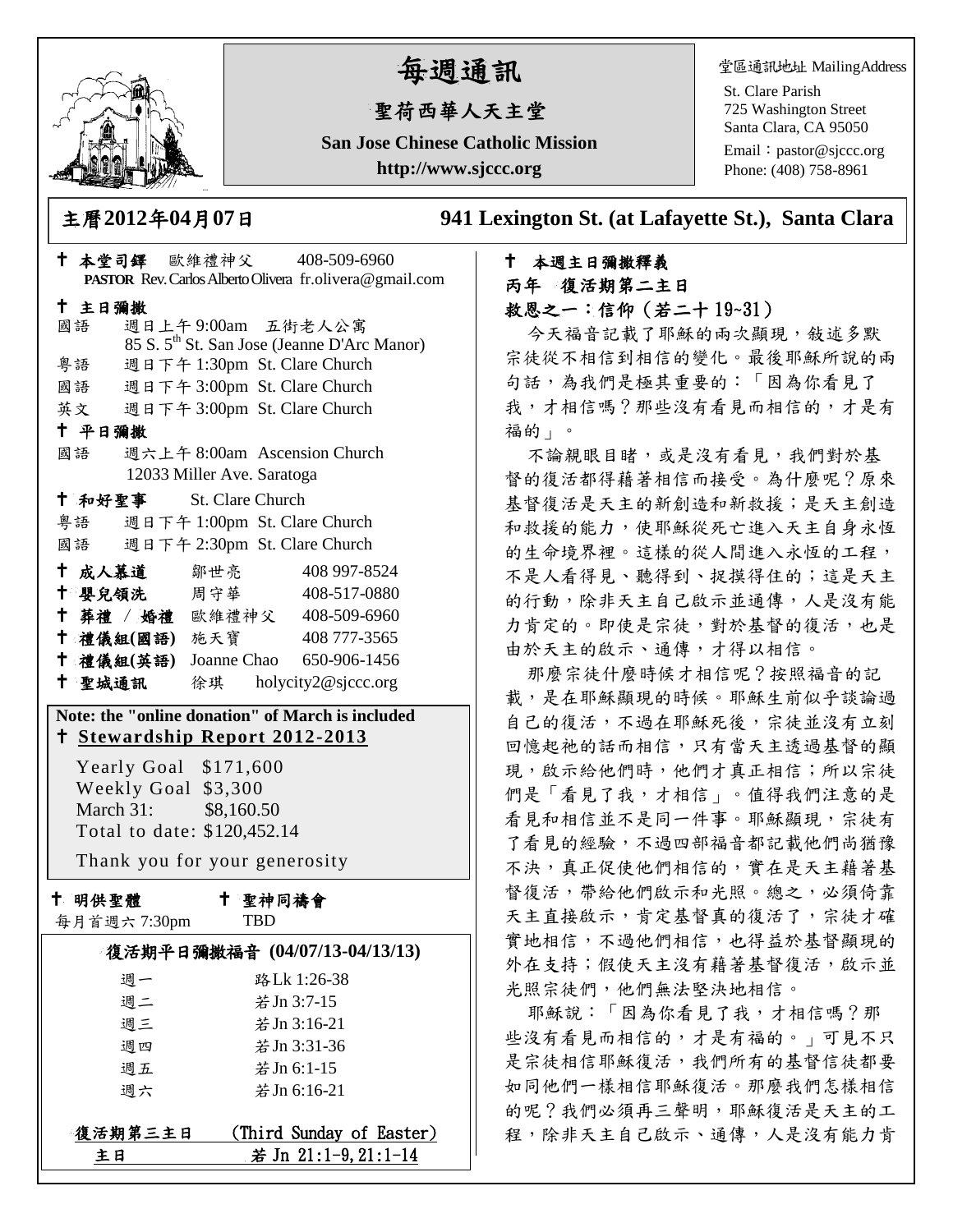# 每週通訊

## 聖荷西華人天主堂

**San Jose Chinese Catholic Mission**

**http://www.sjccc.org**

堂區通訊地址 MailingAddress
St. Clare Parish
725 Washington Street
Santa Clara, CA 95050
Email：pastor@sjccc.org
Phone: (408) 758-8961

**主曆2012年04月07日** **941 Lexington St. (at Lafayette St.), Santa Clara**

✝ **本堂司鐸** 歐維禮神父 408-509-6960
**PASTOR** Rev. Carlos Alberto Olivera fr.olivera@gmail.com

✝ **主日彌撒**
國語 週日上午 9:00am 五街老人公寓
85 S. 5th St. San Jose (Jeanne D'Arc Manor)
粵語 週日下午 1:30pm St. Clare Church
國語 週日下午 3:00pm St. Clare Church
英文 週日下午 3:00pm St. Clare Church

✝ **平日彌撒**
國語 週六上午 8:00am Ascension Church
12033 Miller Ave. Saratoga

✝ **和好聖事** St. Clare Church
粵語 週日下午 1:00pm St. Clare Church
國語 週日下午 2:30pm St. Clare Church

✝ **成人慕道** 鄒世亮 408 997-8524
✝ **嬰兒領洗** 周守華 408-517-0880
✝ **葬禮 / 婚禮** 歐維禮神父 408-509-6960
✝ **禮儀組(國語)** 施天寶 408 777-3565
✝ **禮儀組(英語)** Joanne Chao 650-906-1456
✝ **聖城通訊** 徐琪 holycity2@sjccc.org

**Note: the "online donation" of March is included**
✝ **Stewardship Report 2012-2013**

Yearly Goal $171,600
Weekly Goal $3,300
March 31: $8,160.50
Total to date: $120,452.14

Thank you for your generosity

✝ **明供聖體** 每月首週六 7:30pm
✝ **聖神同禱會** TBD

**復活期平日彌撒福音 (04/07/13-04/13/13)**

| | |
|---|---|
| 週一 | 路Lk 1:26-38 |
| 週二 | 若Jn 3:7-15 |
| 週三 | 若Jn 3:16-21 |
| 週四 | 若Jn 3:31-36 |
| 週五 | 若Jn 6:1-15 |
| 週六 | 若Jn 6:16-21 |

**復活期第三主日** (Third Sunday of Easter)
**主日** 若 Jn 21:1-9,21:1-14

✝ **本週主日彌撒釋義**
**丙年 復活期第二主日**
**救恩之一：信仰（若二十 19~31）**

今天福音記載了耶穌的兩次顯現，敘述多默宗徒從不相信到相信的變化。最後耶穌所說的兩句話，為我們是極其重要的：「因為你看見了我，才相信嗎？那些沒有看見而相信的，才是有福的」。

不論親眼目睹，或是沒有看見，我們對於基督的復活都得藉著相信而接受。為什麼呢？原來基督復活是天主的新創造和新救援；是天主創造和救援的能力，使耶穌從死亡進入天主自身永恆的生命境界裡。這樣的從人間進入永恆的工程，不是人看得見、聽得到、捉摸得住的；這是天主的行動，除非天主自己啟示並通傳，人是沒有能力肯定的。即使是宗徒，對於基督的復活，也是由於天主的啟示、通傳，才得以相信。

那麼宗徒什麼時候才相信呢？按照福音的記載，是在耶穌顯現的時候。耶穌生前似乎談論過自己的復活，不過在耶穌死後，宗徒並沒有立刻回憶起祂的話而相信，只有當天主透過基督的顯現，啟示給他們時，他們才真正相信；所以宗徒們是「看見了我，才相信」。值得我們注意的是看見和相信並不是同一件事。耶穌顯現，宗徒有了看見的經驗，不過四部福音都記載他們尚猶豫不決，真正促使他們相信的，實在是天主藉著基督復活，帶給他們啟示和光照。總之，必須倚靠天主直接啟示，肯定基督真的復活了，宗徒才確實地相信，不過他們相信，也得益於基督顯現的外在支持；假使天主沒有藉著基督復活，啟示並光照宗徒們，他們無法堅決地相信。

耶穌說：「因為你看見了我，才相信嗎？那些沒有看見而相信的，才是有福的。」可見不只是宗徒相信耶穌復活，我們所有的基督信徒都要如同他們一樣相信耶穌復活。那麼我們怎樣相信的呢？我們必須再三聲明，耶穌復活是天主的工程，除非天主自己啟示、通傳，人是沒有能力肯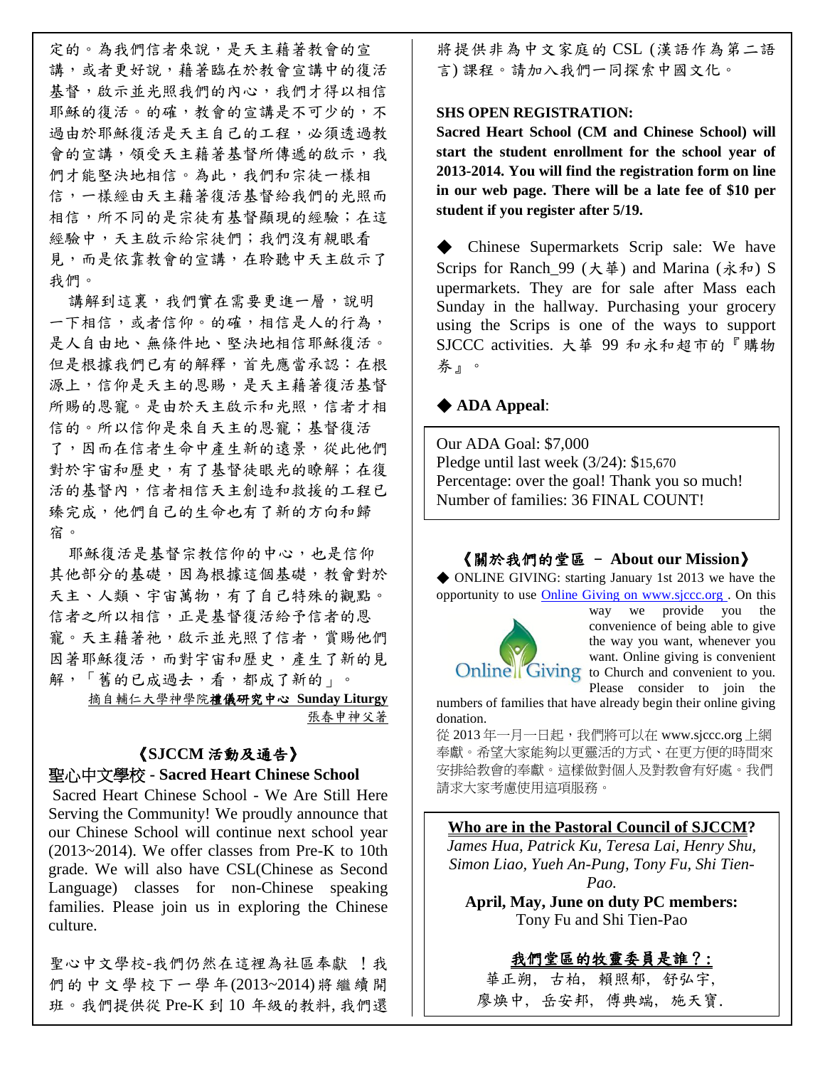定的。為我們信者來說，是天主藉著教會的宣講，或者更好說，藉著臨在於教會宣講中的復活基督，啟示並光照我們的內心，我們才得以相信耶穌的復活。的確，教會的宣講是不可少的，不過由於耶穌復活是天主自己的工程，必須透過教會的宣講，領受天主藉著基督所傳遞的啟示，我們才能堅決地相信。為此，我們和宗徒一樣相信，一樣經由天主藉著復活基督給我們的光照而相信，所不同的是宗徒有基督顯現的經驗；在這經驗中，天主啟示給宗徒們；我們沒有親眼看見，而是依靠教會的宣講，在聆聽中天主啟示了我們。

講解到這裏，我們實在需要更進一層，說明一下相信，或者信仰。的確，相信是人的行為，是人自由地、無條件地、堅決地相信耶穌復活。但是根據我們已有的解釋，首先應當承認：在根源上，信仰是天主的恩賜，是天主藉著復活基督所賜的恩寵。是由於天主啟示和光照，信者才相信的。所以信仰是來自天主的恩寵；基督復活了，因而在信者生命中產生新的遠景，從此他們對於宇宙和歷史，有了基督徒眼光的瞭解；在復活的基督內，信者相信天主創造和救援的工程已臻完成，他們自己的生命也有了新的方向和歸宿。

耶穌復活是基督宗教信仰的中心，也是信仰其他部分的基礎，因為根據這個基礎，教會對於天主、人類、宇宙萬物，有了自己特殊的觀點。信者之所以相信，正是基督復活給予信者的恩寵。天主藉著祂，啟示並光照了信者，賞賜他們因著耶穌復活，而對宇宙和歷史，產生了新的見解，「舊的已成過去，看，都成了新的」。

摘自輔仁大學神學院**禮儀研究中心 Sunday Liturgy**
張春申神父著

## 《SJCCM 活動及通告》

### 聖心中文學校 - Sacred Heart Chinese School

Sacred Heart Chinese School - We Are Still Here Serving the Community! We proudly announce that our Chinese School will continue next school year (2013~2014). We offer classes from Pre-K to 10th grade. We will also have CSL(Chinese as Second Language) classes for non-Chinese speaking families. Please join us in exploring the Chinese culture.

聖心中文學校-我們仍然在這裡為社區奉獻！我們的中文學校下一學年(2013~2014)將繼續開班。我們提供從 Pre-K 到 10 年級的教料, 我們還將提供非為中文家庭的 CSL (漢語作為第二語言) 課程。請加入我們一同探索中國文化。

**SHS OPEN REGISTRATION:**

**Sacred Heart School (CM and Chinese School) will start the student enrollment for the school year of 2013-2014. You will find the registration form on line in our web page. There will be a late fee of $10 per student if you register after 5/19.**

◆ Chinese Supermarkets Scrip sale: We have Scrips for Ranch_99 (大華) and Marina (永和) Supermarkets. They are for sale after Mass each Sunday in the hallway. Purchasing your grocery using the Scrips is one of the ways to support SJCCC activities. 大華 99 和永和超市的『購物券』。

◆ **ADA Appeal**:

Our ADA Goal: $7,000
Pledge until last week (3/24): $15,670
Percentage: over the goal! Thank you so much!
Number of families: 36 FINAL COUNT!

## 《關於我們的堂區 – About our Mission》

◆ ONLINE GIVING: starting January 1st 2013 we have the opportunity to use Online Giving on www.sjccc.org . On this way we provide you the convenience of being able to give the way you want, whenever you want. Online giving is convenient to Church and convenient to you. Please consider to join the numbers of families that have already begin their online giving donation.

從 2013 年一月一日起，我們將可以在 www.sjccc.org 上網奉獻。希望大家能夠以更靈活的方式、在更方便的時間來安排給教會的奉獻。這樣做對個人及對教會有好處。我們請求大家考慮使用這項服務。

**Who are in the Pastoral Council of SJCCM?**

*James Hua, Patrick Ku, Teresa Lai, Henry Shu, Simon Liao, Yueh An-Pung, Tony Fu, Shi Tien-Pao.*

**April, May, June on duty PC members:**
Tony Fu and Shi Tien-Pao

**我們堂區的牧靈委員是誰？:**

華正朔, 古柏, 賴照郁, 舒弘宇,
廖煥中, 岳安邦, 傅典端, 施天寶.